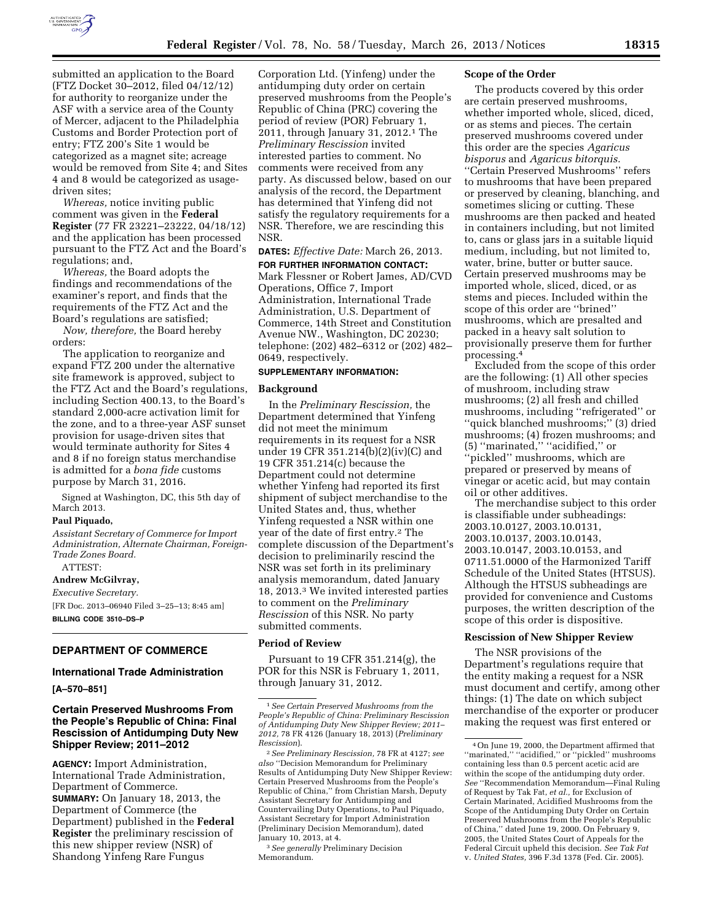submitted an application to the Board (FTZ Docket 30–2012, filed 04/12/12) for authority to reorganize under the ASF with a service area of the County of Mercer, adjacent to the Philadelphia Customs and Border Protection port of entry; FTZ 200's Site 1 would be categorized as a magnet site; acreage would be removed from Site 4; and Sites 4 and 8 would be categorized as usage-driven sites;

*Whereas,* notice inviting public comment was given in the **Federal Register** (77 FR 23221–23222, 04/18/12) and the application has been processed pursuant to the FTZ Act and the Board's regulations; and,

*Whereas,* the Board adopts the findings and recommendations of the examiner's report, and finds that the requirements of the FTZ Act and the Board's regulations are satisfied;

*Now, therefore,* the Board hereby orders:

The application to reorganize and expand FTZ 200 under the alternative site framework is approved, subject to the FTZ Act and the Board's regulations, including Section 400.13, to the Board's standard 2,000-acre activation limit for the zone, and to a three-year ASF sunset provision for usage-driven sites that would terminate authority for Sites 4 and 8 if no foreign status merchandise is admitted for a *bona fide* customs purpose by March 31, 2016.

Signed at Washington, DC, this 5th day of March 2013.

**Paul Piquado,**

*Assistant Secretary of Commerce for Import Administration, Alternate Chairman, Foreign-Trade Zones Board.*

ATTEST:

**Andrew McGilvray,**

*Executive Secretary.*

[FR Doc. 2013–06940 Filed 3–25–13; 8:45 am]

**BILLING CODE 3510–DS–P**

---

## DEPARTMENT OF COMMERCE

### International Trade Administration

**[A–570–851]**

### Certain Preserved Mushrooms From the People's Republic of China: Final Rescission of Antidumping Duty New Shipper Review; 2011–2012

**AGENCY:** Import Administration, International Trade Administration, Department of Commerce.

**SUMMARY:** On January 18, 2013, the Department of Commerce (the Department) published in the **Federal Register** the preliminary rescission of this new shipper review (NSR) of Shandong Yinfeng Rare Fungus Corporation Ltd. (Yinfeng) under the antidumping duty order on certain preserved mushrooms from the People's Republic of China (PRC) covering the period of review (POR) February 1, 2011, through January 31, 2012.[1] The *Preliminary Rescission* invited interested parties to comment. No comments were received from any party. As discussed below, based on our analysis of the record, the Department has determined that Yinfeng did not satisfy the regulatory requirements for a NSR. Therefore, we are rescinding this NSR.

**DATES:** *Effective Date:* March 26, 2013.

**FOR FURTHER INFORMATION CONTACT:** Mark Flessner or Robert James, AD/CVD Operations, Office 7, Import Administration, International Trade Administration, U.S. Department of Commerce, 14th Street and Constitution Avenue NW., Washington, DC 20230; telephone: (202) 482–6312 or (202) 482–0649, respectively.

**SUPPLEMENTARY INFORMATION:**

#### Background

In the *Preliminary Rescission,* the Department determined that Yinfeng did not meet the minimum requirements in its request for a NSR under 19 CFR 351.214(b)(2)(iv)(C) and 19 CFR 351.214(c) because the Department could not determine whether Yinfeng had reported its first shipment of subject merchandise to the United States and, thus, whether Yinfeng requested a NSR within one year of the date of first entry.[2] The complete discussion of the Department's decision to preliminarily rescind the NSR was set forth in its preliminary analysis memorandum, dated January 18, 2013.[3] We invited interested parties to comment on the *Preliminary Rescission* of this NSR. No party submitted comments.

#### Period of Review

Pursuant to 19 CFR 351.214(g), the POR for this NSR is February 1, 2011, through January 31, 2012.

#### Scope of the Order

The products covered by this order are certain preserved mushrooms, whether imported whole, sliced, diced, or as stems and pieces. The certain preserved mushrooms covered under this order are the species *Agaricus bisporus* and *Agaricus bitorquis.* "Certain Preserved Mushrooms" refers to mushrooms that have been prepared or preserved by cleaning, blanching, and sometimes slicing or cutting. These mushrooms are then packed and heated in containers including, but not limited to, cans or glass jars in a suitable liquid medium, including, but not limited to, water, brine, butter or butter sauce. Certain preserved mushrooms may be imported whole, sliced, diced, or as stems and pieces. Included within the scope of this order are "brined" mushrooms, which are presalted and packed in a heavy salt solution to provisionally preserve them for further processing.[4]

Excluded from the scope of this order are the following: (1) All other species of mushroom, including straw mushrooms; (2) all fresh and chilled mushrooms, including "refrigerated" or "quick blanched mushrooms;" (3) dried mushrooms; (4) frozen mushrooms; and (5) "marinated," "acidified," or "pickled" mushrooms, which are prepared or preserved by means of vinegar or acetic acid, but may contain oil or other additives.

The merchandise subject to this order is classifiable under subheadings: 2003.10.0127, 2003.10.0131, 2003.10.0137, 2003.10.0143, 2003.10.0147, 2003.10.0153, and 0711.51.0000 of the Harmonized Tariff Schedule of the United States (HTSUS). Although the HTSUS subheadings are provided for convenience and Customs purposes, the written description of the scope of this order is dispositive.

#### Rescission of New Shipper Review

The NSR provisions of the Department's regulations require that the entity making a request for a NSR must document and certify, among other things: (1) The date on which subject merchandise of the exporter or producer making the request was first entered or

---

[1] *See Certain Preserved Mushrooms from the People's Republic of China: Preliminary Rescission of Antidumping Duty New Shipper Review; 2011–2012,* 78 FR 4126 (January 18, 2013) (*Preliminary Rescission*).

[2] *See Preliminary Rescission,* 78 FR at 4127; *see also* "Decision Memorandum for Preliminary Results of Antidumping Duty New Shipper Review: Certain Preserved Mushrooms from the People's Republic of China," from Christian Marsh, Deputy Assistant Secretary for Antidumping and Countervailing Duty Operations, to Paul Piquado, Assistant Secretary for Import Administration (Preliminary Decision Memorandum), dated January 10, 2013, at 4.

[3] *See generally* Preliminary Decision Memorandum.

[4] On June 19, 2000, the Department affirmed that "marinated," "acidified," or "pickled" mushrooms containing less than 0.5 percent acetic acid are within the scope of the antidumping duty order. *See* "Recommendation Memorandum—Final Ruling of Request by Tak Fat, *et al.,* for Exclusion of Certain Marinated, Acidified Mushrooms from the Scope of the Antidumping Duty Order on Certain Preserved Mushrooms from the People's Republic of China," dated June 19, 2000. On February 9, 2005, the United States Court of Appeals for the Federal Circuit upheld this decision. *See Tak Fat* v. *United States,* 396 F.3d 1378 (Fed. Cir. 2005).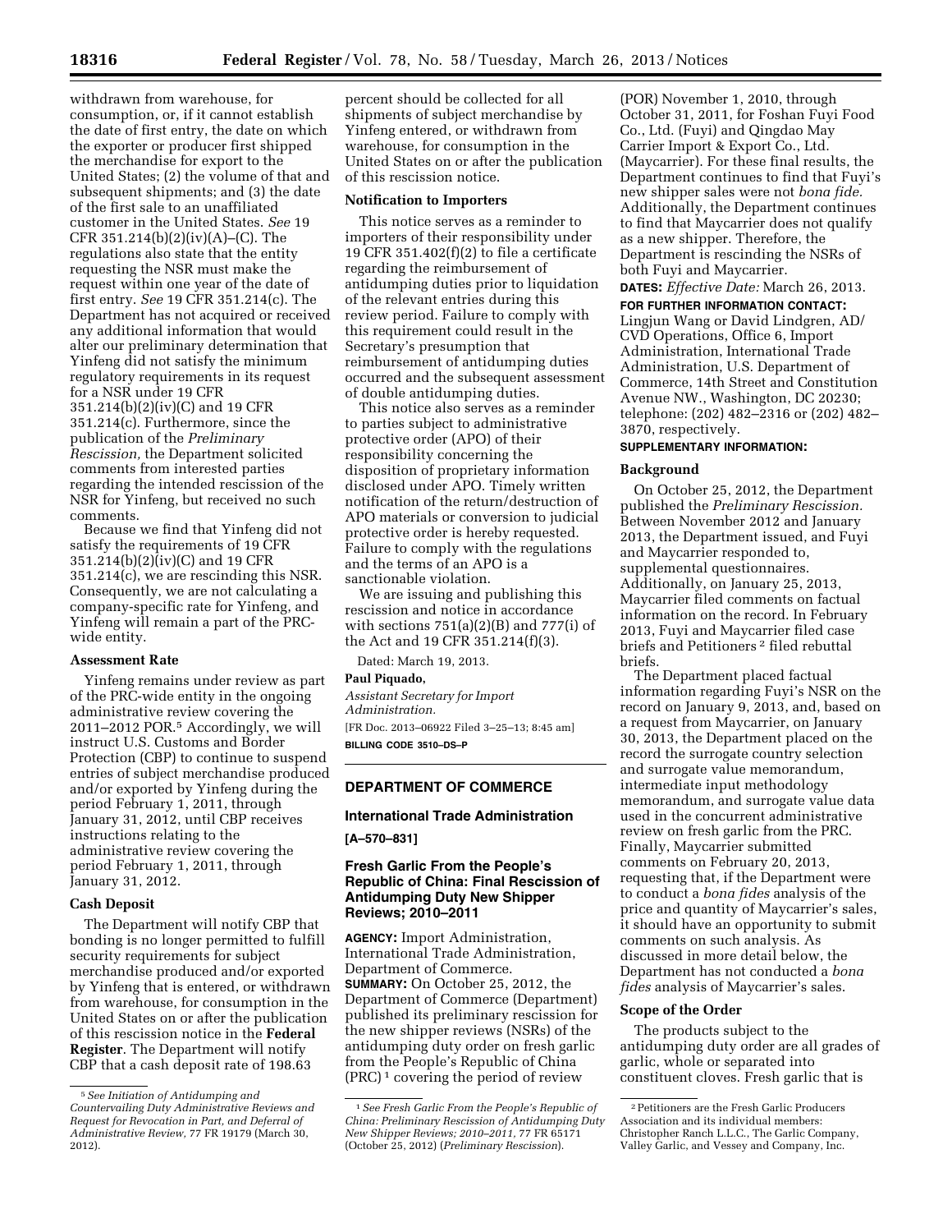withdrawn from warehouse, for consumption, or, if it cannot establish the date of first entry, the date on which the exporter or producer first shipped the merchandise for export to the United States; (2) the volume of that and subsequent shipments; and (3) the date of the first sale to an unaffiliated customer in the United States. *See* 19 CFR 351.214(b)(2)(iv)(A)–(C). The regulations also state that the entity requesting the NSR must make the request within one year of the date of first entry. *See* 19 CFR 351.214(c). The Department has not acquired or received any additional information that would alter our preliminary determination that Yinfeng did not satisfy the minimum regulatory requirements in its request for a NSR under 19 CFR 351.214(b)(2)(iv)(C) and 19 CFR 351.214(c). Furthermore, since the publication of the *Preliminary Rescission,* the Department solicited comments from interested parties regarding the intended rescission of the NSR for Yinfeng, but received no such comments.

Because we find that Yinfeng did not satisfy the requirements of 19 CFR 351.214(b)(2)(iv)(C) and 19 CFR 351.214(c), we are rescinding this NSR. Consequently, we are not calculating a company-specific rate for Yinfeng, and Yinfeng will remain a part of the PRC-wide entity.

**Assessment Rate**

Yinfeng remains under review as part of the PRC-wide entity in the ongoing administrative review covering the 2011–2012 POR.[5] Accordingly, we will instruct U.S. Customs and Border Protection (CBP) to continue to suspend entries of subject merchandise produced and/or exported by Yinfeng during the period February 1, 2011, through January 31, 2012, until CBP receives instructions relating to the administrative review covering the period February 1, 2011, through January 31, 2012.

**Cash Deposit**

The Department will notify CBP that bonding is no longer permitted to fulfill security requirements for subject merchandise produced and/or exported by Yinfeng that is entered, or withdrawn from warehouse, for consumption in the United States on or after the publication of this rescission notice in the **Federal Register**. The Department will notify CBP that a cash deposit rate of 198.63 percent should be collected for all shipments of subject merchandise by Yinfeng entered, or withdrawn from warehouse, for consumption in the United States on or after the publication of this rescission notice.

**Notification to Importers**

This notice serves as a reminder to importers of their responsibility under 19 CFR 351.402(f)(2) to file a certificate regarding the reimbursement of antidumping duties prior to liquidation of the relevant entries during this review period. Failure to comply with this requirement could result in the Secretary's presumption that reimbursement of antidumping duties occurred and the subsequent assessment of double antidumping duties.

This notice also serves as a reminder to parties subject to administrative protective order (APO) of their responsibility concerning the disposition of proprietary information disclosed under APO. Timely written notification of the return/destruction of APO materials or conversion to judicial protective order is hereby requested. Failure to comply with the regulations and the terms of an APO is a sanctionable violation.

We are issuing and publishing this rescission and notice in accordance with sections 751(a)(2)(B) and 777(i) of the Act and 19 CFR 351.214(f)(3).

Dated: March 19, 2013.

**Paul Piquado,**

*Assistant Secretary for Import Administration.*

[FR Doc. 2013–06922 Filed 3–25–13; 8:45 am]

**BILLING CODE 3510–DS–P**

[5] *See Initiation of Antidumping and Countervailing Duty Administrative Reviews and Request for Revocation in Part, and Deferral of Administrative Review,* 77 FR 19179 (March 30, 2012).

---

## DEPARTMENT OF COMMERCE

### International Trade Administration

**[A–570–831]**

### Fresh Garlic From the People's Republic of China: Final Rescission of Antidumping Duty New Shipper Reviews; 2010–2011

**AGENCY:** Import Administration, International Trade Administration, Department of Commerce.

**SUMMARY:** On October 25, 2012, the Department of Commerce (Department) published its preliminary rescission for the new shipper reviews (NSRs) of the antidumping duty order on fresh garlic from the People's Republic of China (PRC)[1] covering the period of review (POR) November 1, 2010, through October 31, 2011, for Foshan Fuyi Food Co., Ltd. (Fuyi) and Qingdao May Carrier Import & Export Co., Ltd. (Maycarrier). For these final results, the Department continues to find that Fuyi's new shipper sales were not *bona fide.* Additionally, the Department continues to find that Maycarrier does not qualify as a new shipper. Therefore, the Department is rescinding the NSRs of both Fuyi and Maycarrier.

**DATES:** *Effective Date:* March 26, 2013.

**FOR FURTHER INFORMATION CONTACT:** Lingjun Wang or David Lindgren, AD/CVD Operations, Office 6, Import Administration, International Trade Administration, U.S. Department of Commerce, 14th Street and Constitution Avenue NW., Washington, DC 20230; telephone: (202) 482–2316 or (202) 482–3870, respectively.

**SUPPLEMENTARY INFORMATION:**

**Background**

On October 25, 2012, the Department published the *Preliminary Rescission.* Between November 2012 and January 2013, the Department issued, and Fuyi and Maycarrier responded to, supplemental questionnaires. Additionally, on January 25, 2013, Maycarrier filed comments on factual information on the record. In February 2013, Fuyi and Maycarrier filed case briefs and Petitioners[2] filed rebuttal briefs.

The Department placed factual information regarding Fuyi's NSR on the record on January 9, 2013, and, based on a request from Maycarrier, on January 30, 2013, the Department placed on the record the surrogate country selection and surrogate value memorandum, intermediate input methodology memorandum, and surrogate value data used in the concurrent administrative review on fresh garlic from the PRC. Finally, Maycarrier submitted comments on February 20, 2013, requesting that, if the Department were to conduct a *bona fides* analysis of the price and quantity of Maycarrier's sales, it should have an opportunity to submit comments on such analysis. As discussed in more detail below, the Department has not conducted a *bona fides* analysis of Maycarrier's sales.

**Scope of the Order**

The products subject to the antidumping duty order are all grades of garlic, whole or separated into constituent cloves. Fresh garlic that is

[1] *See Fresh Garlic From the People's Republic of China: Preliminary Rescission of Antidumping Duty New Shipper Reviews; 2010–2011,* 77 FR 65171 (October 25, 2012) (*Preliminary Rescission*).

[2] Petitioners are the Fresh Garlic Producers Association and its individual members: Christopher Ranch L.L.C., The Garlic Company, Valley Garlic, and Vessey and Company, Inc.